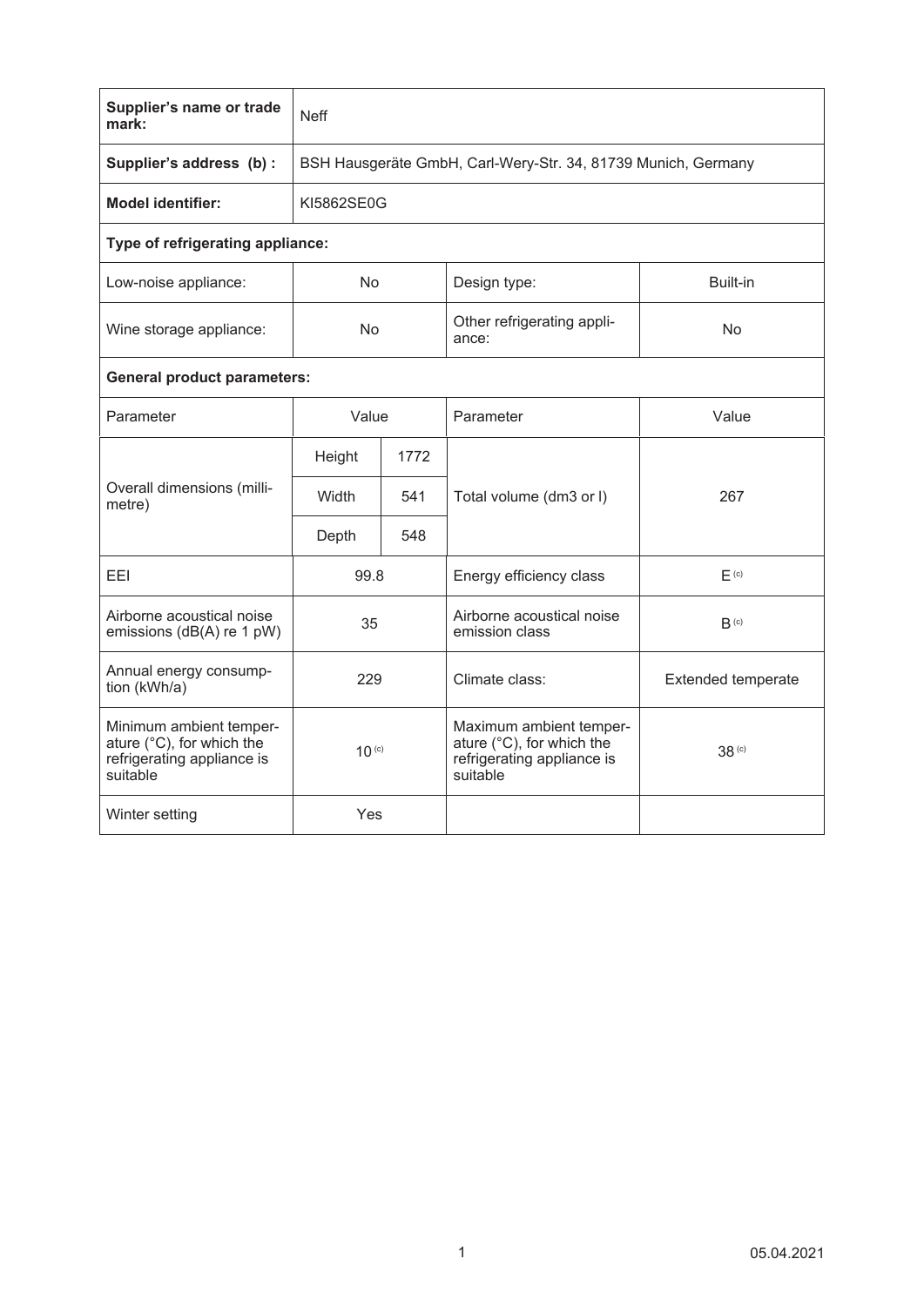| **Supplier's name or trade mark:** | Neff | | | |
|---|---|---|---|---|
| **Supplier's address (b) :** | BSH Hausgeräte GmbH, Carl-Wery-Str. 34, 81739 Munich, Germany | | | |
| **Model identifier:** | KI5862SE0G | | | |
| **Type of refrigerating appliance:** | | | | |
| Low-noise appliance: | No | | Design type: | Built-in |
| Wine storage appliance: | No | | Other refrigerating appliance: | No |
| **General product parameters:** | | | | |
| Parameter | Value | | Parameter | Value |
| Overall dimensions (millimetre) | Height | 1772 | Total volume (dm3 or l) | 267 |
| | Width | 541 | | |
| | Depth | 548 | | |
| EEI | 99.8 | | Energy efficiency class | E [(c)] |
| Airborne acoustical noise emissions (dB(A) re 1 pW) | 35 | | Airborne acoustical noise emission class | B [(c)] |
| Annual energy consumption (kWh/a) | 229 | | Climate class: | Extended temperate |
| Minimum ambient temperature (°C), for which the refrigerating appliance is suitable | 10 [(c)] | | Maximum ambient temperature (°C), for which the refrigerating appliance is suitable | 38 [(c)] |
| Winter setting | Yes | | | |

05.04.2021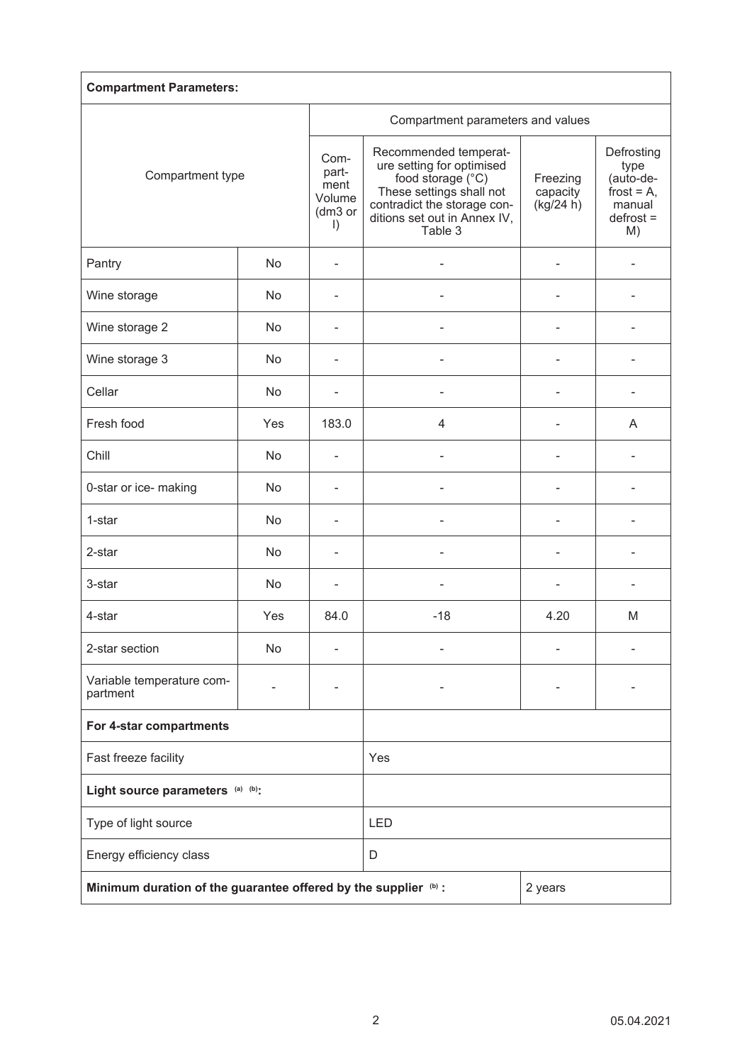| **Compartment Parameters:** | | | | | |
|---|---|---|---|---|---|
| Compartment type | | Compartment parameters and values | | | |
| | | Com-part-ment Volume (dm3 or l) | Recommended temperature setting for optimised food storage (°C) These settings shall not contradict the storage conditions set out in Annex IV, Table 3 | Freezing capacity (kg/24 h) | Defrosting type (auto-defrost = A, manual defrost = M) |
| Pantry | No | - | - | - | - |
| Wine storage | No | - | - | - | - |
| Wine storage 2 | No | - | - | - | - |
| Wine storage 3 | No | - | - | - | - |
| Cellar | No | - | - | - | - |
| Fresh food | Yes | 183.0 | 4 | - | A |
| Chill | No | - | - | - | - |
| 0-star or ice- making | No | - | - | - | - |
| 1-star | No | - | - | - | - |
| 2-star | No | - | - | - | - |
| 3-star | No | - | - | - | - |
| 4-star | Yes | 84.0 | -18 | 4.20 | M |
| 2-star section | No | - | - | - | - |
| Variable temperature compartment | - | - | - | - | - |
| **For 4-star compartments** | | | | | |
| Fast freeze facility | | | Yes | | |
| **Light source parameters** [(a) (b)]**:** | | | | | |
| Type of light source | | | LED | | |
| Energy efficiency class | | | D | | |
| **Minimum duration of the guarantee offered by the supplier** [(b)] **:** | | | | 2 years | |

05.04.2021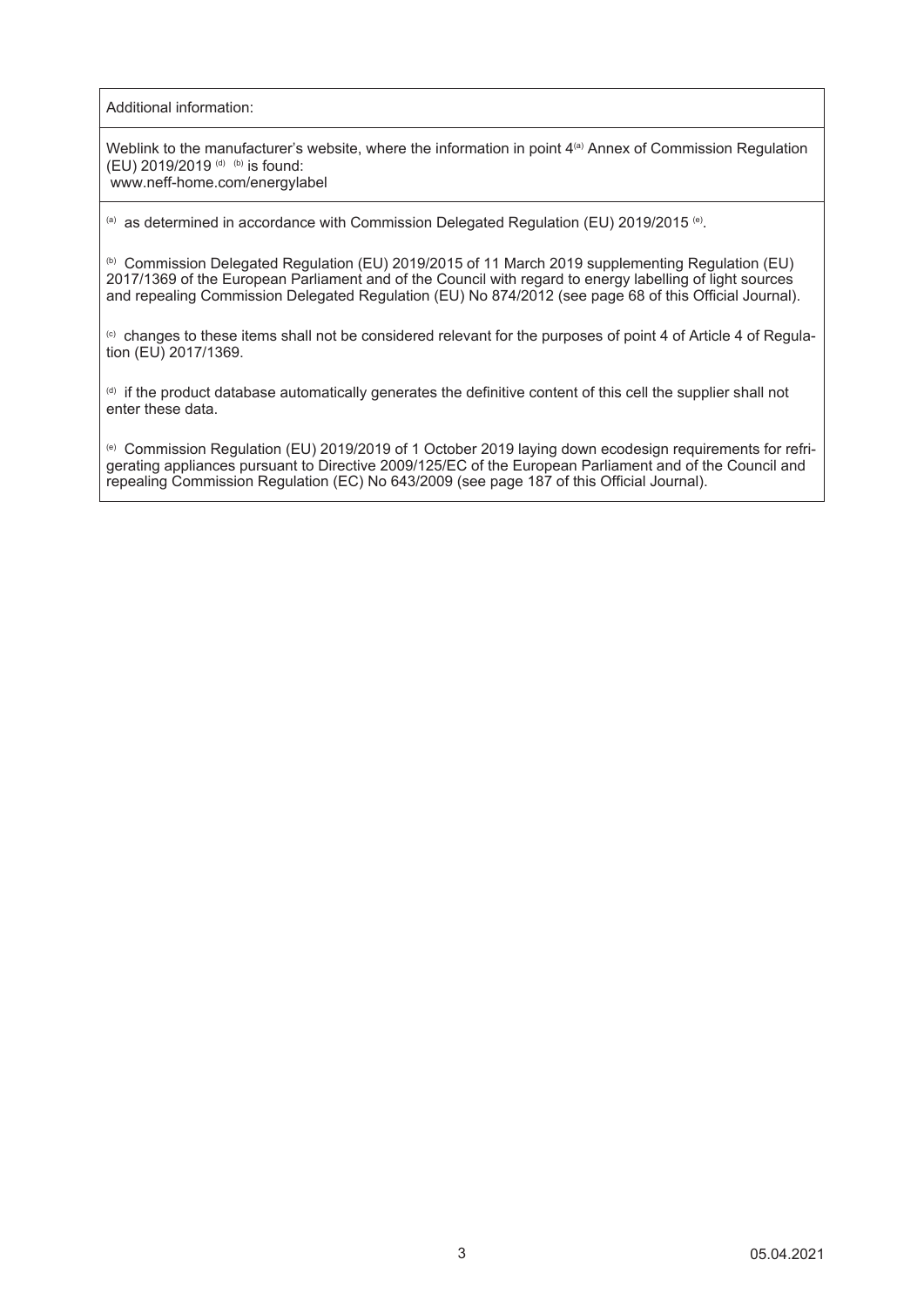Additional information:

Weblink to the manufacturer's website, where the information in point 4[(a)] Annex of Commission Regulation (EU) 2019/2019 [(d)] [(b)] is found:
www.neff-home.com/energylabel

[(a)] as determined in accordance with Commission Delegated Regulation (EU) 2019/2015 [(e)].

[(b)] Commission Delegated Regulation (EU) 2019/2015 of 11 March 2019 supplementing Regulation (EU) 2017/1369 of the European Parliament and of the Council with regard to energy labelling of light sources and repealing Commission Delegated Regulation (EU) No 874/2012 (see page 68 of this Official Journal).

[(c)] changes to these items shall not be considered relevant for the purposes of point 4 of Article 4 of Regulation (EU) 2017/1369.

[(d)] if the product database automatically generates the definitive content of this cell the supplier shall not enter these data.

[(e)] Commission Regulation (EU) 2019/2019 of 1 October 2019 laying down ecodesign requirements for refrigerating appliances pursuant to Directive 2009/125/EC of the European Parliament and of the Council and repealing Commission Regulation (EC) No 643/2009 (see page 187 of this Official Journal).

05.04.2021